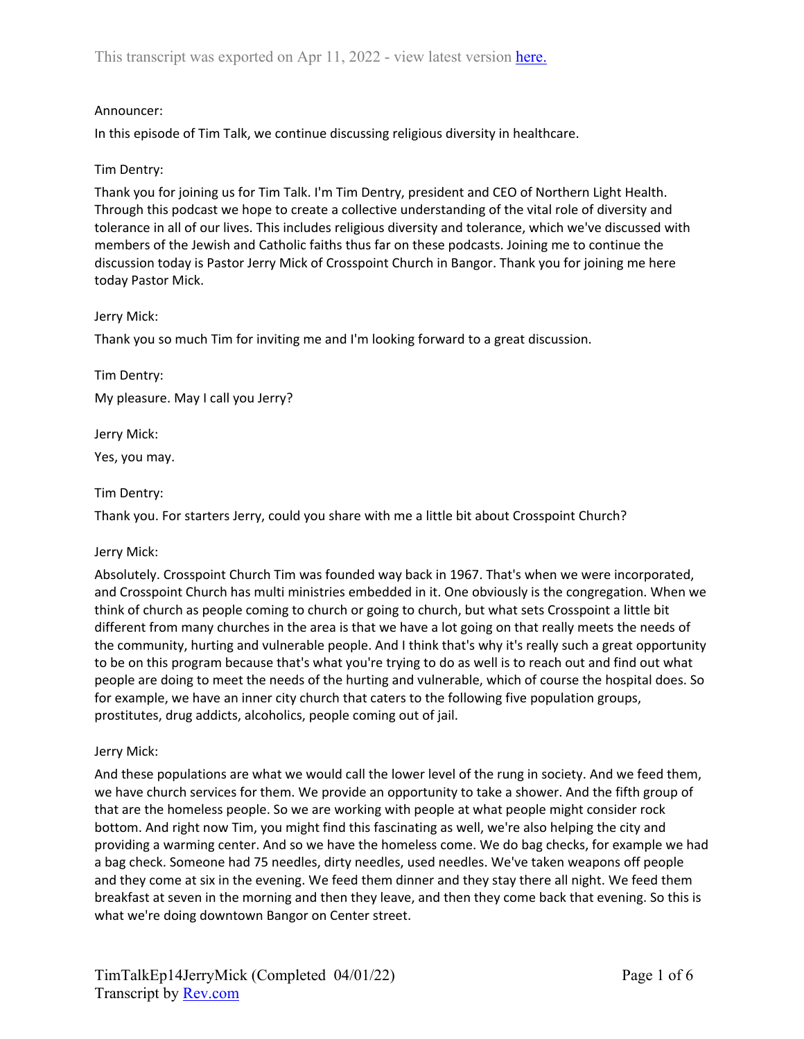This transcript was exported on Apr 11, 2022 - view latest version here.

Announcer:

In this episode of Tim Talk, we continue discussing religious diversity in healthcare.

Tim Dentry:

Thank you for joining us for Tim Talk. I'm Tim Dentry, president and CEO of Northern Light Health. Through this podcast we hope to create a collective understanding of the vital role of diversity and tolerance in all of our lives. This includes religious diversity and tolerance, which we've discussed with members of the Jewish and Catholic faiths thus far on these podcasts. Joining me to continue the discussion today is Pastor Jerry Mick of Crosspoint Church in Bangor. Thank you for joining me here today Pastor Mick.

Jerry Mick:

Thank you so much Tim for inviting me and I'm looking forward to a great discussion.

Tim Dentry:

My pleasure. May I call you Jerry?

Jerry Mick:

Yes, you may.

Tim Dentry:

Thank you. For starters Jerry, could you share with me a little bit about Crosspoint Church?

Jerry Mick:

Absolutely. Crosspoint Church Tim was founded way back in 1967. That's when we were incorporated, and Crosspoint Church has multi ministries embedded in it. One obviously is the congregation. When we think of church as people coming to church or going to church, but what sets Crosspoint a little bit different from many churches in the area is that we have a lot going on that really meets the needs of the community, hurting and vulnerable people. And I think that's why it's really such a great opportunity to be on this program because that's what you're trying to do as well is to reach out and find out what people are doing to meet the needs of the hurting and vulnerable, which of course the hospital does. So for example, we have an inner city church that caters to the following five population groups, prostitutes, drug addicts, alcoholics, people coming out of jail.

Jerry Mick:

And these populations are what we would call the lower level of the rung in society. And we feed them, we have church services for them. We provide an opportunity to take a shower. And the fifth group of that are the homeless people. So we are working with people at what people might consider rock bottom. And right now Tim, you might find this fascinating as well, we're also helping the city and providing a warming center. And so we have the homeless come. We do bag checks, for example we had a bag check. Someone had 75 needles, dirty needles, used needles. We've taken weapons off people and they come at six in the evening. We feed them dinner and they stay there all night. We feed them breakfast at seven in the morning and then they leave, and then they come back that evening. So this is what we're doing downtown Bangor on Center street.

TimTalkEp14JerryMick (Completed 04/01/22)
Transcript by Rev.com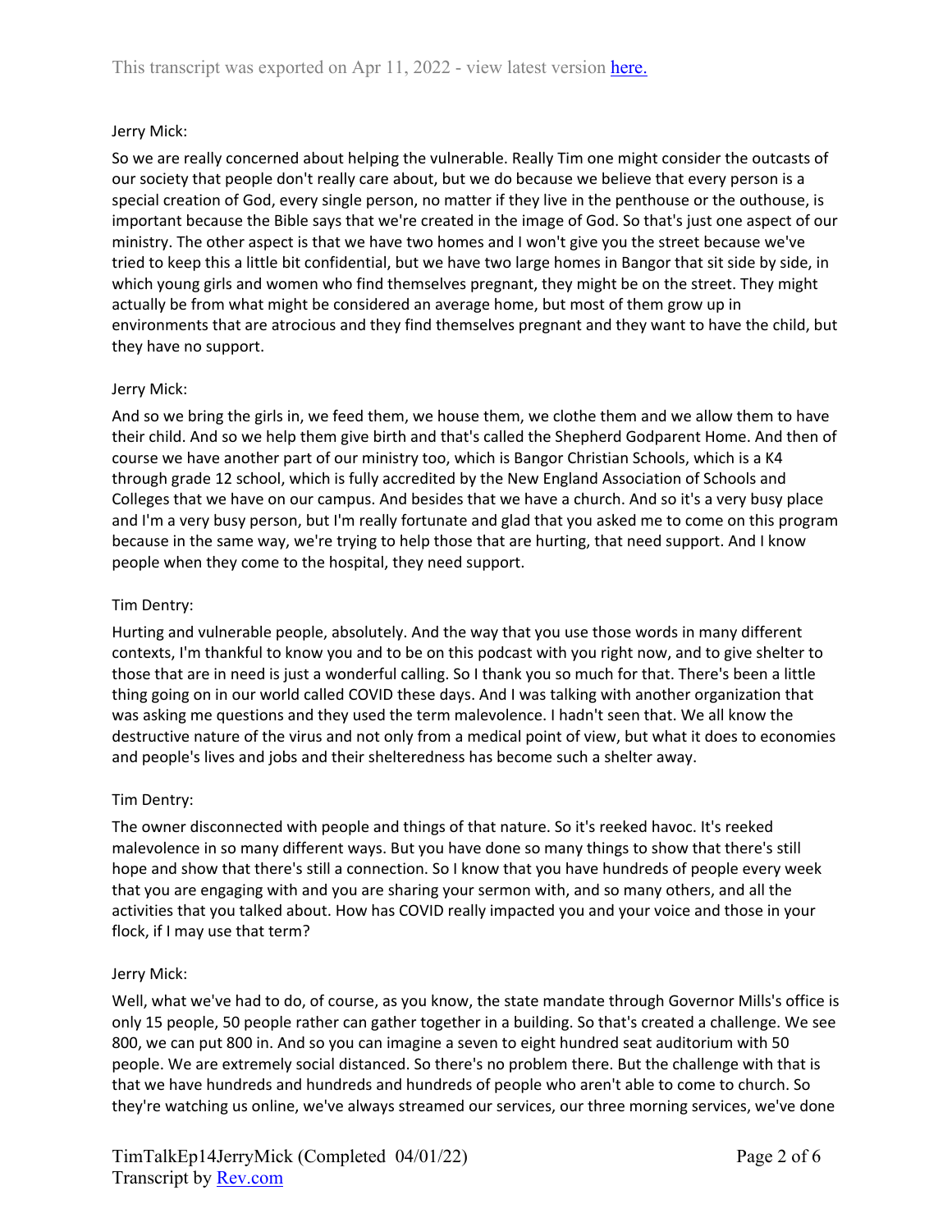Jerry Mick:

So we are really concerned about helping the vulnerable. Really Tim one might consider the outcasts of our society that people don't really care about, but we do because we believe that every person is a special creation of God, every single person, no matter if they live in the penthouse or the outhouse, is important because the Bible says that we're created in the image of God. So that's just one aspect of our ministry. The other aspect is that we have two homes and I won't give you the street because we've tried to keep this a little bit confidential, but we have two large homes in Bangor that sit side by side, in which young girls and women who find themselves pregnant, they might be on the street. They might actually be from what might be considered an average home, but most of them grow up in environments that are atrocious and they find themselves pregnant and they want to have the child, but they have no support.

Jerry Mick:

And so we bring the girls in, we feed them, we house them, we clothe them and we allow them to have their child. And so we help them give birth and that's called the Shepherd Godparent Home. And then of course we have another part of our ministry too, which is Bangor Christian Schools, which is a K4 through grade 12 school, which is fully accredited by the New England Association of Schools and Colleges that we have on our campus. And besides that we have a church. And so it's a very busy place and I'm a very busy person, but I'm really fortunate and glad that you asked me to come on this program because in the same way, we're trying to help those that are hurting, that need support. And I know people when they come to the hospital, they need support.

Tim Dentry:

Hurting and vulnerable people, absolutely. And the way that you use those words in many different contexts, I'm thankful to know you and to be on this podcast with you right now, and to give shelter to those that are in need is just a wonderful calling. So I thank you so much for that. There's been a little thing going on in our world called COVID these days. And I was talking with another organization that was asking me questions and they used the term malevolence. I hadn't seen that. We all know the destructive nature of the virus and not only from a medical point of view, but what it does to economies and people's lives and jobs and their shelteredness has become such a shelter away.

Tim Dentry:

The owner disconnected with people and things of that nature. So it's reeked havoc. It's reeked malevolence in so many different ways. But you have done so many things to show that there's still hope and show that there's still a connection. So I know that you have hundreds of people every week that you are engaging with and you are sharing your sermon with, and so many others, and all the activities that you talked about. How has COVID really impacted you and your voice and those in your flock, if I may use that term?

Jerry Mick:

Well, what we've had to do, of course, as you know, the state mandate through Governor Mills's office is only 15 people, 50 people rather can gather together in a building. So that's created a challenge. We see 800, we can put 800 in. And so you can imagine a seven to eight hundred seat auditorium with 50 people. We are extremely social distanced. So there's no problem there. But the challenge with that is that we have hundreds and hundreds and hundreds of people who aren't able to come to church. So they're watching us online, we've always streamed our services, our three morning services, we've done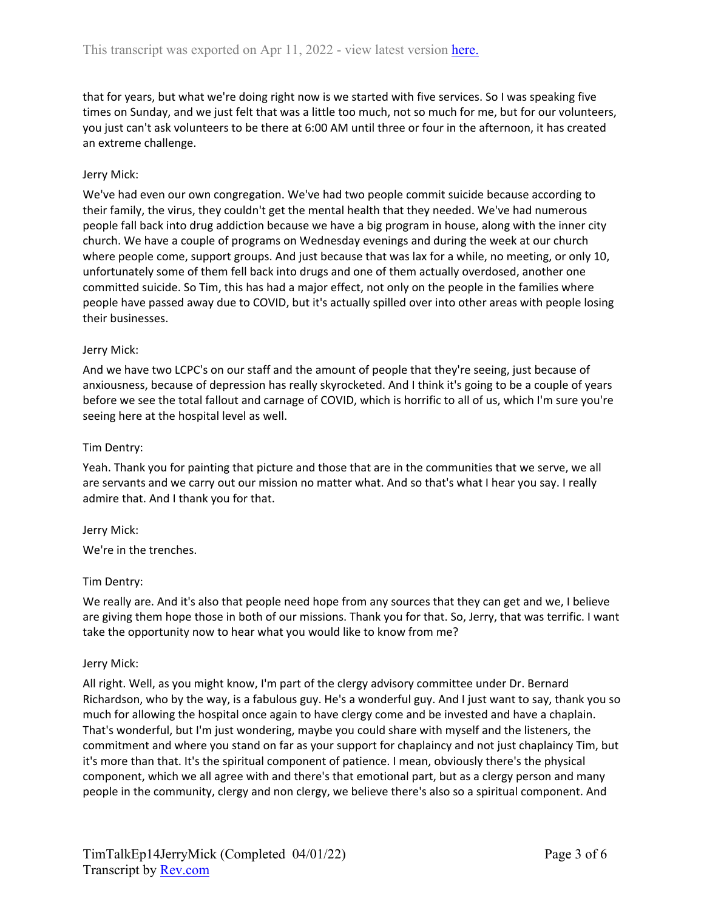that for years, but what we're doing right now is we started with five services. So I was speaking five times on Sunday, and we just felt that was a little too much, not so much for me, but for our volunteers, you just can't ask volunteers to be there at 6:00 AM until three or four in the afternoon, it has created an extreme challenge.

Jerry Mick:

We've had even our own congregation. We've had two people commit suicide because according to their family, the virus, they couldn't get the mental health that they needed. We've had numerous people fall back into drug addiction because we have a big program in house, along with the inner city church. We have a couple of programs on Wednesday evenings and during the week at our church where people come, support groups. And just because that was lax for a while, no meeting, or only 10, unfortunately some of them fell back into drugs and one of them actually overdosed, another one committed suicide. So Tim, this has had a major effect, not only on the people in the families where people have passed away due to COVID, but it's actually spilled over into other areas with people losing their businesses.

Jerry Mick:

And we have two LCPC's on our staff and the amount of people that they're seeing, just because of anxiousness, because of depression has really skyrocketed. And I think it's going to be a couple of years before we see the total fallout and carnage of COVID, which is horrific to all of us, which I'm sure you're seeing here at the hospital level as well.

Tim Dentry:

Yeah. Thank you for painting that picture and those that are in the communities that we serve, we all are servants and we carry out our mission no matter what. And so that's what I hear you say. I really admire that. And I thank you for that.

Jerry Mick:

We're in the trenches.

Tim Dentry:

We really are. And it's also that people need hope from any sources that they can get and we, I believe are giving them hope those in both of our missions. Thank you for that. So, Jerry, that was terrific. I want take the opportunity now to hear what you would like to know from me?

Jerry Mick:

All right. Well, as you might know, I'm part of the clergy advisory committee under Dr. Bernard Richardson, who by the way, is a fabulous guy. He's a wonderful guy. And I just want to say, thank you so much for allowing the hospital once again to have clergy come and be invested and have a chaplain. That's wonderful, but I'm just wondering, maybe you could share with myself and the listeners, the commitment and where you stand on far as your support for chaplaincy and not just chaplaincy Tim, but it's more than that. It's the spiritual component of patience. I mean, obviously there's the physical component, which we all agree with and there's that emotional part, but as a clergy person and many people in the community, clergy and non clergy, we believe there's also so a spiritual component. And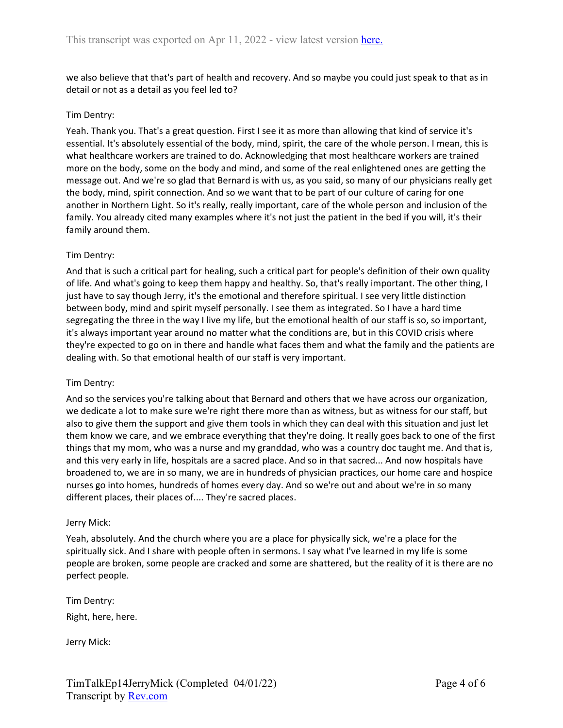we also believe that that's part of health and recovery. And so maybe you could just speak to that as in detail or not as a detail as you feel led to?

Tim Dentry:

Yeah. Thank you. That's a great question. First I see it as more than allowing that kind of service it's essential. It's absolutely essential of the body, mind, spirit, the care of the whole person. I mean, this is what healthcare workers are trained to do. Acknowledging that most healthcare workers are trained more on the body, some on the body and mind, and some of the real enlightened ones are getting the message out. And we're so glad that Bernard is with us, as you said, so many of our physicians really get the body, mind, spirit connection. And so we want that to be part of our culture of caring for one another in Northern Light. So it's really, really important, care of the whole person and inclusion of the family. You already cited many examples where it's not just the patient in the bed if you will, it's their family around them.

Tim Dentry:

And that is such a critical part for healing, such a critical part for people's definition of their own quality of life. And what's going to keep them happy and healthy. So, that's really important. The other thing, I just have to say though Jerry, it's the emotional and therefore spiritual. I see very little distinction between body, mind and spirit myself personally. I see them as integrated. So I have a hard time segregating the three in the way I live my life, but the emotional health of our staff is so, so important, it's always important year around no matter what the conditions are, but in this COVID crisis where they're expected to go on in there and handle what faces them and what the family and the patients are dealing with. So that emotional health of our staff is very important.

Tim Dentry:

And so the services you're talking about that Bernard and others that we have across our organization, we dedicate a lot to make sure we're right there more than as witness, but as witness for our staff, but also to give them the support and give them tools in which they can deal with this situation and just let them know we care, and we embrace everything that they're doing. It really goes back to one of the first things that my mom, who was a nurse and my granddad, who was a country doc taught me. And that is, and this very early in life, hospitals are a sacred place. And so in that sacred... And now hospitals have broadened to, we are in so many, we are in hundreds of physician practices, our home care and hospice nurses go into homes, hundreds of homes every day. And so we're out and about we're in so many different places, their places of.... They're sacred places.

Jerry Mick:

Yeah, absolutely. And the church where you are a place for physically sick, we're a place for the spiritually sick. And I share with people often in sermons. I say what I've learned in my life is some people are broken, some people are cracked and some are shattered, but the reality of it is there are no perfect people.

Tim Dentry:

Right, here, here.

Jerry Mick: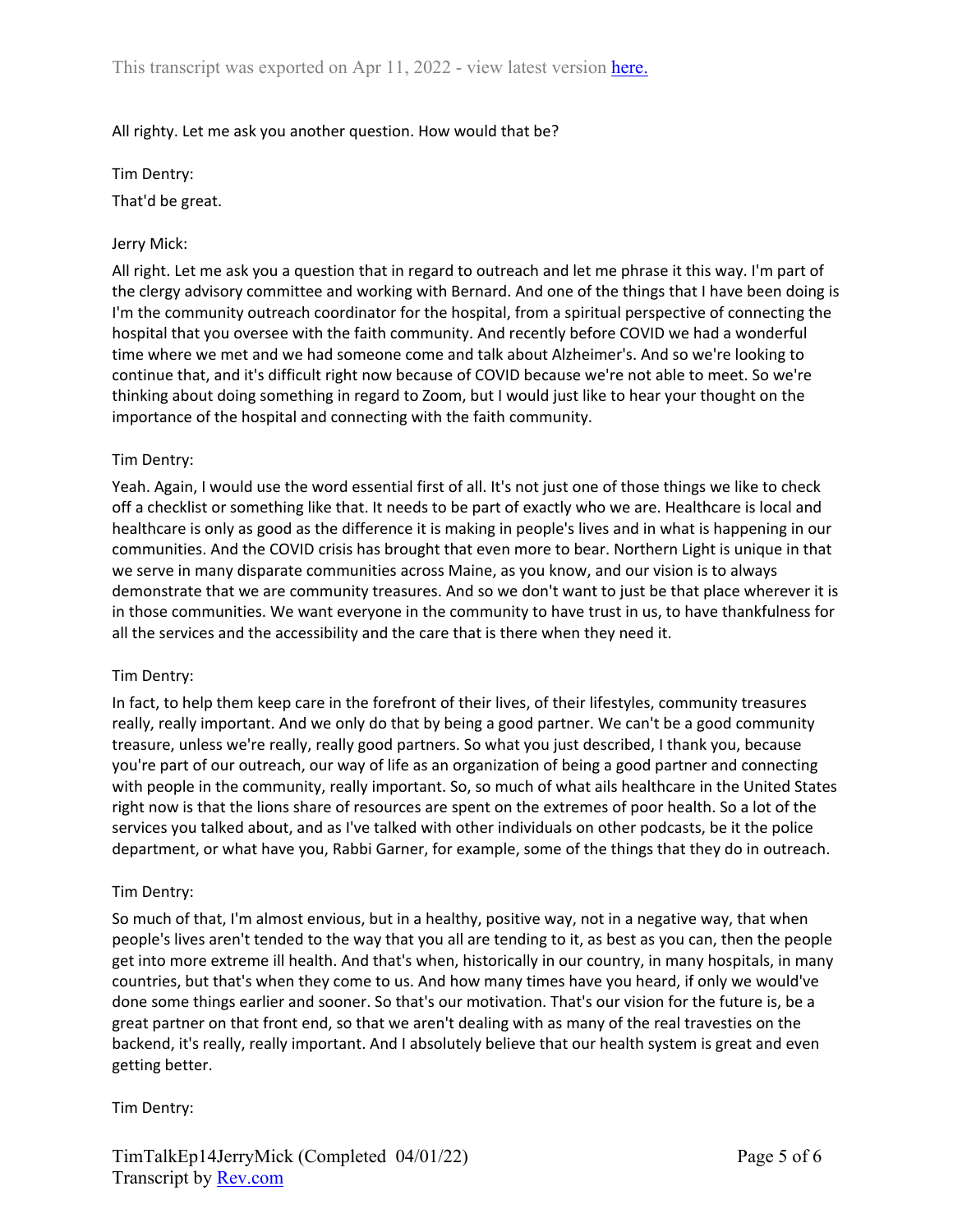All righty. Let me ask you another question. How would that be?

Tim Dentry:

That'd be great.

Jerry Mick:

All right. Let me ask you a question that in regard to outreach and let me phrase it this way. I'm part of the clergy advisory committee and working with Bernard. And one of the things that I have been doing is I'm the community outreach coordinator for the hospital, from a spiritual perspective of connecting the hospital that you oversee with the faith community. And recently before COVID we had a wonderful time where we met and we had someone come and talk about Alzheimer's. And so we're looking to continue that, and it's difficult right now because of COVID because we're not able to meet. So we're thinking about doing something in regard to Zoom, but I would just like to hear your thought on the importance of the hospital and connecting with the faith community.

Tim Dentry:

Yeah. Again, I would use the word essential first of all. It's not just one of those things we like to check off a checklist or something like that. It needs to be part of exactly who we are. Healthcare is local and healthcare is only as good as the difference it is making in people's lives and in what is happening in our communities. And the COVID crisis has brought that even more to bear. Northern Light is unique in that we serve in many disparate communities across Maine, as you know, and our vision is to always demonstrate that we are community treasures. And so we don't want to just be that place wherever it is in those communities. We want everyone in the community to have trust in us, to have thankfulness for all the services and the accessibility and the care that is there when they need it.

Tim Dentry:

In fact, to help them keep care in the forefront of their lives, of their lifestyles, community treasures really, really important. And we only do that by being a good partner. We can't be a good community treasure, unless we're really, really good partners. So what you just described, I thank you, because you're part of our outreach, our way of life as an organization of being a good partner and connecting with people in the community, really important. So, so much of what ails healthcare in the United States right now is that the lions share of resources are spent on the extremes of poor health. So a lot of the services you talked about, and as I've talked with other individuals on other podcasts, be it the police department, or what have you, Rabbi Garner, for example, some of the things that they do in outreach.

Tim Dentry:

So much of that, I'm almost envious, but in a healthy, positive way, not in a negative way, that when people's lives aren't tended to the way that you all are tending to it, as best as you can, then the people get into more extreme ill health. And that's when, historically in our country, in many hospitals, in many countries, but that's when they come to us. And how many times have you heard, if only we would've done some things earlier and sooner. So that's our motivation. That's our vision for the future is, be a great partner on that front end, so that we aren't dealing with as many of the real travesties on the backend, it's really, really important. And I absolutely believe that our health system is great and even getting better.

Tim Dentry: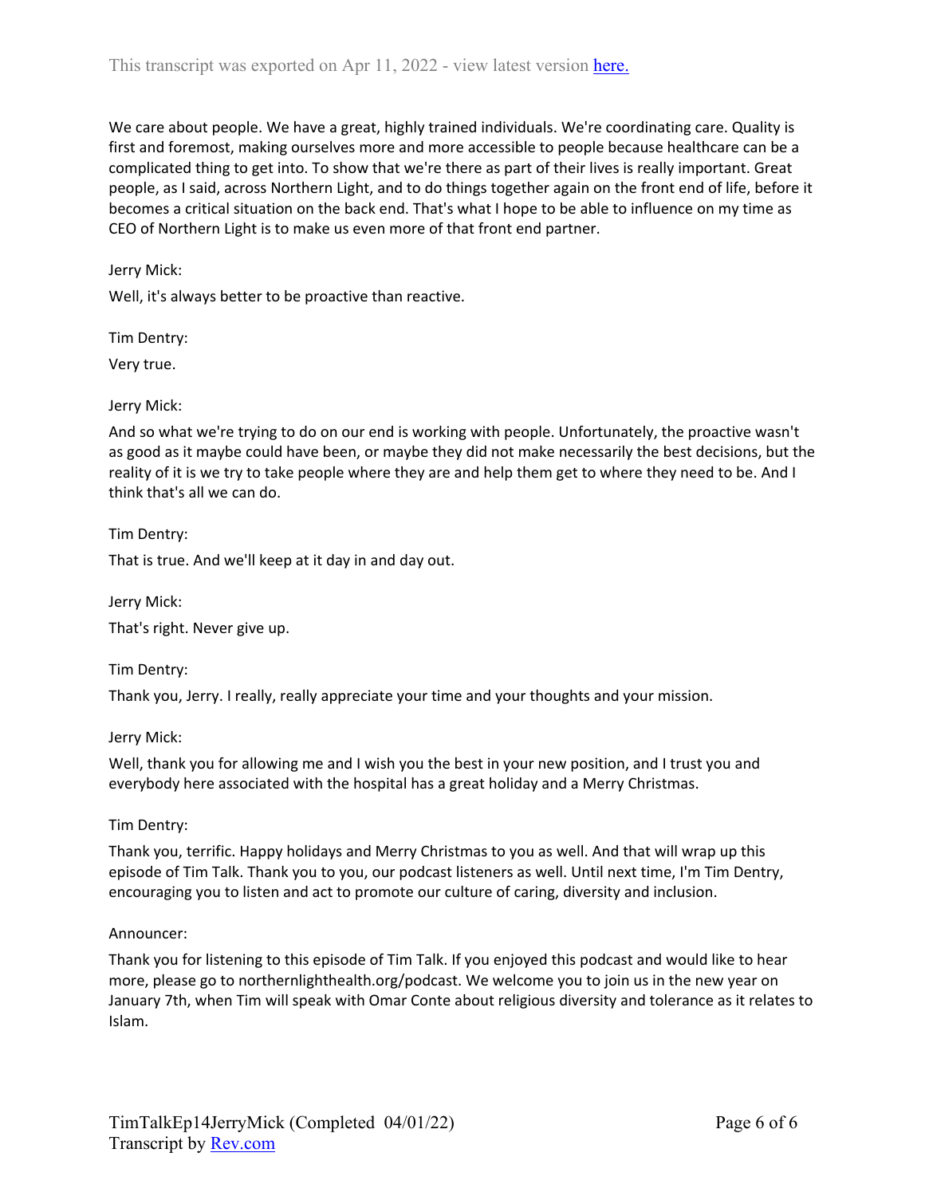We care about people. We have a great, highly trained individuals. We're coordinating care. Quality is first and foremost, making ourselves more and more accessible to people because healthcare can be a complicated thing to get into. To show that we're there as part of their lives is really important. Great people, as I said, across Northern Light, and to do things together again on the front end of life, before it becomes a critical situation on the back end. That's what I hope to be able to influence on my time as CEO of Northern Light is to make us even more of that front end partner.

Jerry Mick:

Well, it's always better to be proactive than reactive.

Tim Dentry:

Very true.

Jerry Mick:

And so what we're trying to do on our end is working with people. Unfortunately, the proactive wasn't as good as it maybe could have been, or maybe they did not make necessarily the best decisions, but the reality of it is we try to take people where they are and help them get to where they need to be. And I think that's all we can do.

Tim Dentry:

That is true. And we'll keep at it day in and day out.

Jerry Mick:

That's right. Never give up.

Tim Dentry:

Thank you, Jerry. I really, really appreciate your time and your thoughts and your mission.

Jerry Mick:

Well, thank you for allowing me and I wish you the best in your new position, and I trust you and everybody here associated with the hospital has a great holiday and a Merry Christmas.

Tim Dentry:

Thank you, terrific. Happy holidays and Merry Christmas to you as well. And that will wrap up this episode of Tim Talk. Thank you to you, our podcast listeners as well. Until next time, I'm Tim Dentry, encouraging you to listen and act to promote our culture of caring, diversity and inclusion.

Announcer:

Thank you for listening to this episode of Tim Talk. If you enjoyed this podcast and would like to hear more, please go to northernlighthealth.org/podcast. We welcome you to join us in the new year on January 7th, when Tim will speak with Omar Conte about religious diversity and tolerance as it relates to Islam.